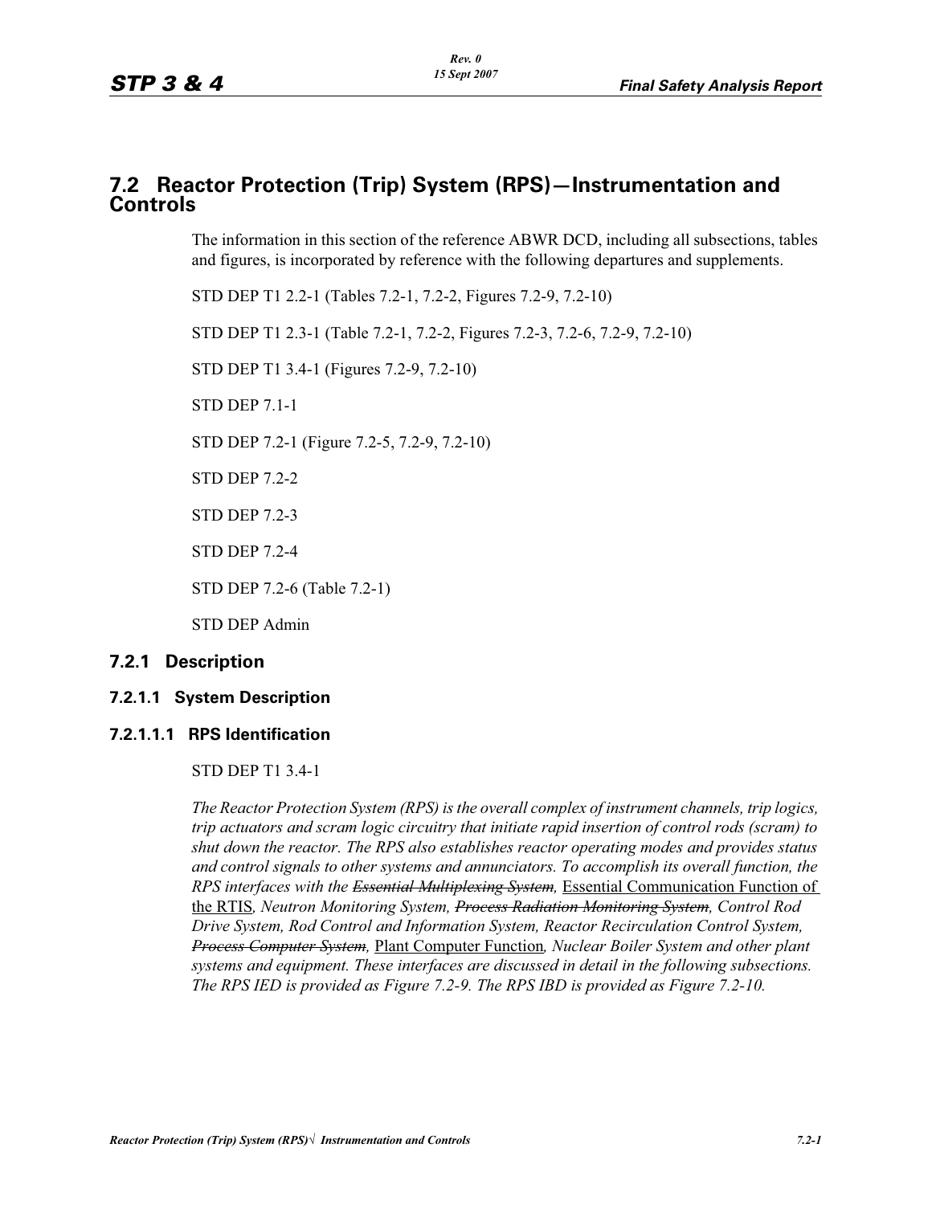## 7.2 Reactor Protection (Trip) System (RPS)—Instrumentation and Controls

The information in this section of the reference ABWR DCD, including all subsections, tables and figures, is incorporated by reference with the following departures and supplements.

STD DEP T1 2.2-1 (Tables 7.2-1, 7.2-2, Figures 7.2-9, 7.2-10)

STD DEP T1 2.3-1 (Table 7.2-1, 7.2-2, Figures 7.2-3, 7.2-6, 7.2-9, 7.2-10)

STD DEP T1 3.4-1 (Figures 7.2-9, 7.2-10)

STD DEP 7.1-1

STD DEP 7.2-1 (Figure 7.2-5, 7.2-9, 7.2-10)

STD DEP 7.2-2

STD DEP 7.2-3

STD DEP 7.2-4

STD DEP 7.2-6 (Table 7.2-1)

STD DEP Admin

### 7.2.1 Description

#### 7.2.1.1 System Description

##### 7.2.1.1.1 RPS Identification

STD DEP T1 3.4-1

*The Reactor Protection System (RPS) is the overall complex of instrument channels, trip logics, trip actuators and scram logic circuitry that initiate rapid insertion of control rods (scram) to shut down the reactor. The RPS also establishes reactor operating modes and provides status and control signals to other systems and annunciators. To accomplish its overall function, the RPS interfaces with the ~~Essential Multiplexing System~~,* Essential Communication Function of the RTIS*, Neutron Monitoring System, ~~Process Radiation Monitoring System~~, Control Rod Drive System, Rod Control and Information System, Reactor Recirculation Control System, ~~Process Computer System~~,* Plant Computer Function*, Nuclear Boiler System and other plant systems and equipment. These interfaces are discussed in detail in the following subsections. The RPS IED is provided as Figure 7.2-9. The RPS IBD is provided as Figure 7.2-10.*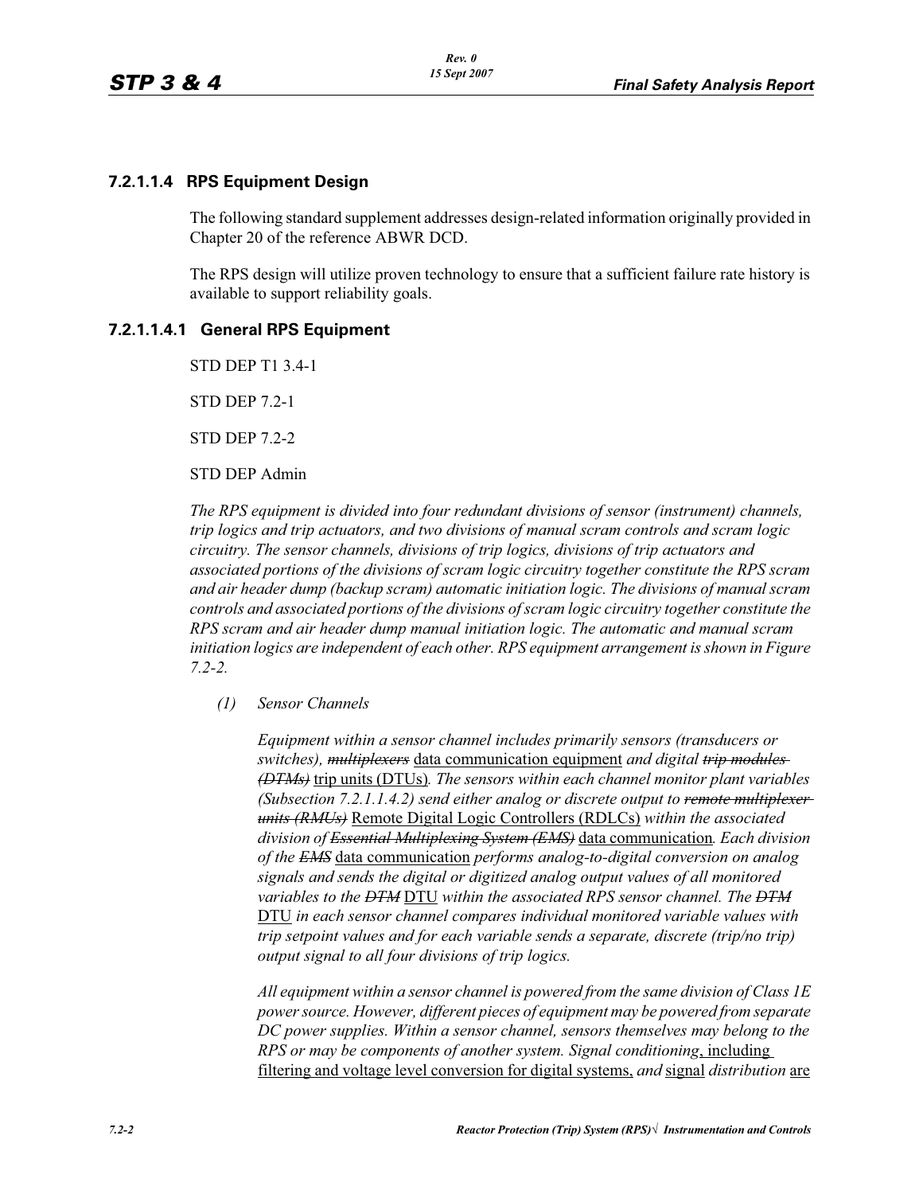### 7.2.1.1.4 RPS Equipment Design

The following standard supplement addresses design-related information originally provided in Chapter 20 of the reference ABWR DCD.

The RPS design will utilize proven technology to ensure that a sufficient failure rate history is available to support reliability goals.

#### 7.2.1.1.4.1 General RPS Equipment

STD DEP T1 3.4-1

STD DEP 7.2-1

STD DEP 7.2-2

STD DEP Admin

*The RPS equipment is divided into four redundant divisions of sensor (instrument) channels, trip logics and trip actuators, and two divisions of manual scram controls and scram logic circuitry. The sensor channels, divisions of trip logics, divisions of trip actuators and associated portions of the divisions of scram logic circuitry together constitute the RPS scram and air header dump (backup scram) automatic initiation logic. The divisions of manual scram controls and associated portions of the divisions of scram logic circuitry together constitute the RPS scram and air header dump manual initiation logic. The automatic and manual scram initiation logics are independent of each other. RPS equipment arrangement is shown in Figure 7.2-2.*

*(1) Sensor Channels*

*Equipment within a sensor channel includes primarily sensors (transducers or switches), ~~multiplexers~~* data communication equipment *and digital ~~trip modules (DTMs)~~* trip units (DTUs)*. The sensors within each channel monitor plant variables (Subsection 7.2.1.1.4.2) send either analog or discrete output to ~~remote multiplexer units (RMUs)~~* Remote Digital Logic Controllers (RDLCs) *within the associated division of ~~Essential Multiplexing System (EMS)~~* data communication*. Each division of the ~~EMS~~* data communication *performs analog-to-digital conversion on analog signals and sends the digital or digitized analog output values of all monitored variables to the ~~DTM~~* DTU *within the associated RPS sensor channel. The ~~DTM~~* DTU *in each sensor channel compares individual monitored variable values with trip setpoint values and for each variable sends a separate, discrete (trip/no trip) output signal to all four divisions of trip logics.*

*All equipment within a sensor channel is powered from the same division of Class 1E power source. However, different pieces of equipment may be powered from separate DC power supplies. Within a sensor channel, sensors themselves may belong to the RPS or may be components of another system. Signal conditioning*, including filtering and voltage level conversion for digital systems, *and* signal *distribution* are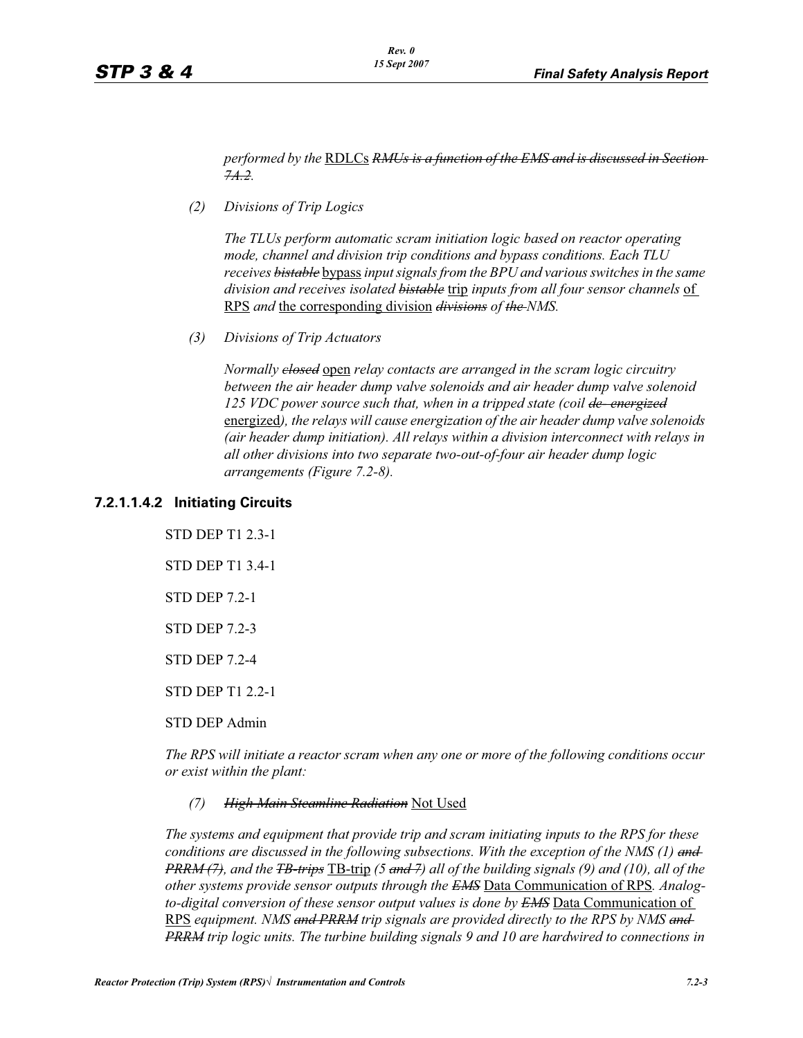*performed by the* RDLCs ~~*RMUs is a function of the EMS and is discussed in Section 7A.2*~~*.*

*(2) Divisions of Trip Logics*

*The TLUs perform automatic scram initiation logic based on reactor operating mode, channel and division trip conditions and bypass conditions. Each TLU receives* ~~*bistable*~~ bypass *input signals from the BPU and various switches in the same division and receives isolated* ~~*bistable*~~ trip *inputs from all four sensor channels* of RPS *and* the corresponding division ~~*divisions*~~ *of* ~~*the*~~ *NMS.*

*(3) Divisions of Trip Actuators*

*Normally* ~~*closed*~~ open *relay contacts are arranged in the scram logic circuitry between the air header dump valve solenoids and air header dump valve solenoid 125 VDC power source such that, when in a tripped state (coil* ~~*de- energized*~~ energized*), the relays will cause energization of the air header dump valve solenoids (air header dump initiation). All relays within a division interconnect with relays in all other divisions into two separate two-out-of-four air header dump logic arrangements (Figure 7.2-8).*

#### 7.2.1.1.4.2 Initiating Circuits

STD DEP T1 2.3-1

STD DEP T1 3.4-1

STD DEP 7.2-1

STD DEP 7.2-3

STD DEP 7.2-4

STD DEP T1 2.2-1

STD DEP Admin

*The RPS will initiate a reactor scram when any one or more of the following conditions occur or exist within the plant:*

*(7)* ~~*High Main Steamline Radiation*~~ Not Used

*The systems and equipment that provide trip and scram initiating inputs to the RPS for these conditions are discussed in the following subsections. With the exception of the NMS (1)* ~~*and PRRM (7)*~~*, and the* ~~*TB-trips*~~ TB-trip *(5* ~~*and 7*~~*) all of the building signals (9) and (10), all of the other systems provide sensor outputs through the* ~~*EMS*~~ Data Communication of RPS*. Analog-to-digital conversion of these sensor output values is done by* ~~*EMS*~~ Data Communication of RPS *equipment. NMS* ~~*and PRRM*~~ *trip signals are provided directly to the RPS by NMS* ~~*and PRRM*~~ *trip logic units. The turbine building signals 9 and 10 are hardwired to connections in*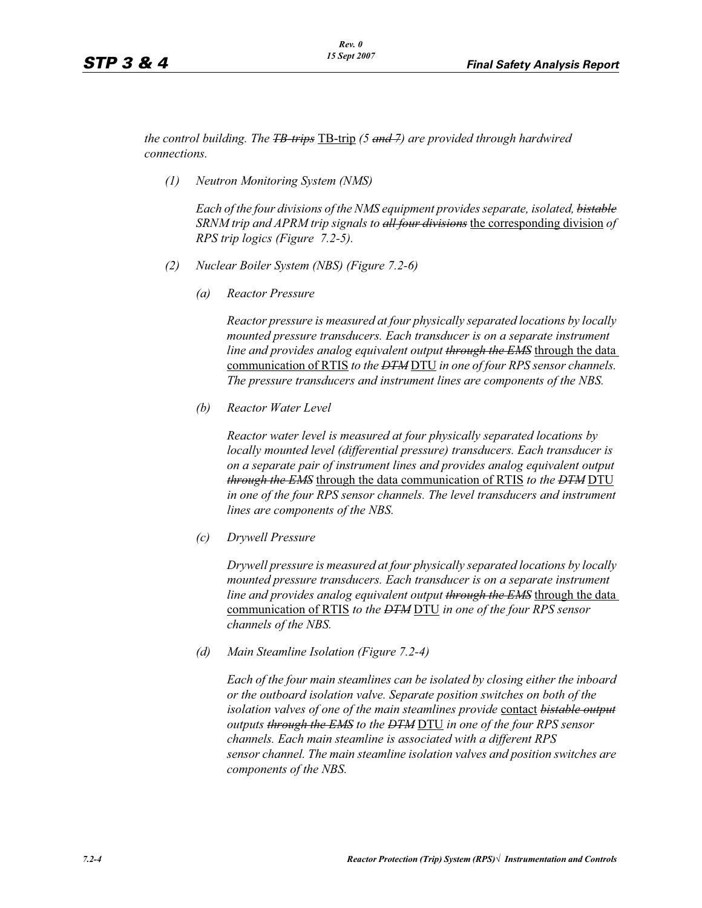*the control building. The ~~TB-trips~~ TB-trip (5 ~~and 7~~) are provided through hardwired connections.*

*(1) Neutron Monitoring System (NMS)*

*Each of the four divisions of the NMS equipment provides separate, isolated, ~~bistable~~ SRNM trip and APRM trip signals to ~~all four divisions~~* <u>the corresponding division</u> *of RPS trip logics (Figure 7.2-5).*

*(2) Nuclear Boiler System (NBS) (Figure 7.2-6)*

*(a) Reactor Pressure*

*Reactor pressure is measured at four physically separated locations by locally mounted pressure transducers. Each transducer is on a separate instrument line and provides analog equivalent output ~~through the EMS~~* <u>through the data communication of RTIS</u> *to the ~~DTM~~* <u>DTU</u> *in one of four RPS sensor channels. The pressure transducers and instrument lines are components of the NBS.*

*(b) Reactor Water Level*

*Reactor water level is measured at four physically separated locations by locally mounted level (differential pressure) transducers. Each transducer is on a separate pair of instrument lines and provides analog equivalent output ~~through the EMS~~* <u>through the data communication of RTIS</u> *to the ~~DTM~~* <u>DTU</u> *in one of the four RPS sensor channels. The level transducers and instrument lines are components of the NBS.*

*(c) Drywell Pressure*

*Drywell pressure is measured at four physically separated locations by locally mounted pressure transducers. Each transducer is on a separate instrument line and provides analog equivalent output ~~through the EMS~~* <u>through the data communication of RTIS</u> *to the ~~DTM~~* <u>DTU</u> *in one of the four RPS sensor channels of the NBS.*

*(d) Main Steamline Isolation (Figure 7.2-4)*

*Each of the four main steamlines can be isolated by closing either the inboard or the outboard isolation valve. Separate position switches on both of the isolation valves of one of the main steamlines provide* <u>contact</u> *~~bistable output~~ outputs ~~through the EMS~~ to the ~~DTM~~* <u>DTU</u> *in one of the four RPS sensor channels. Each main steamline is associated with a different RPS sensor channel. The main steamline isolation valves and position switches are components of the NBS.*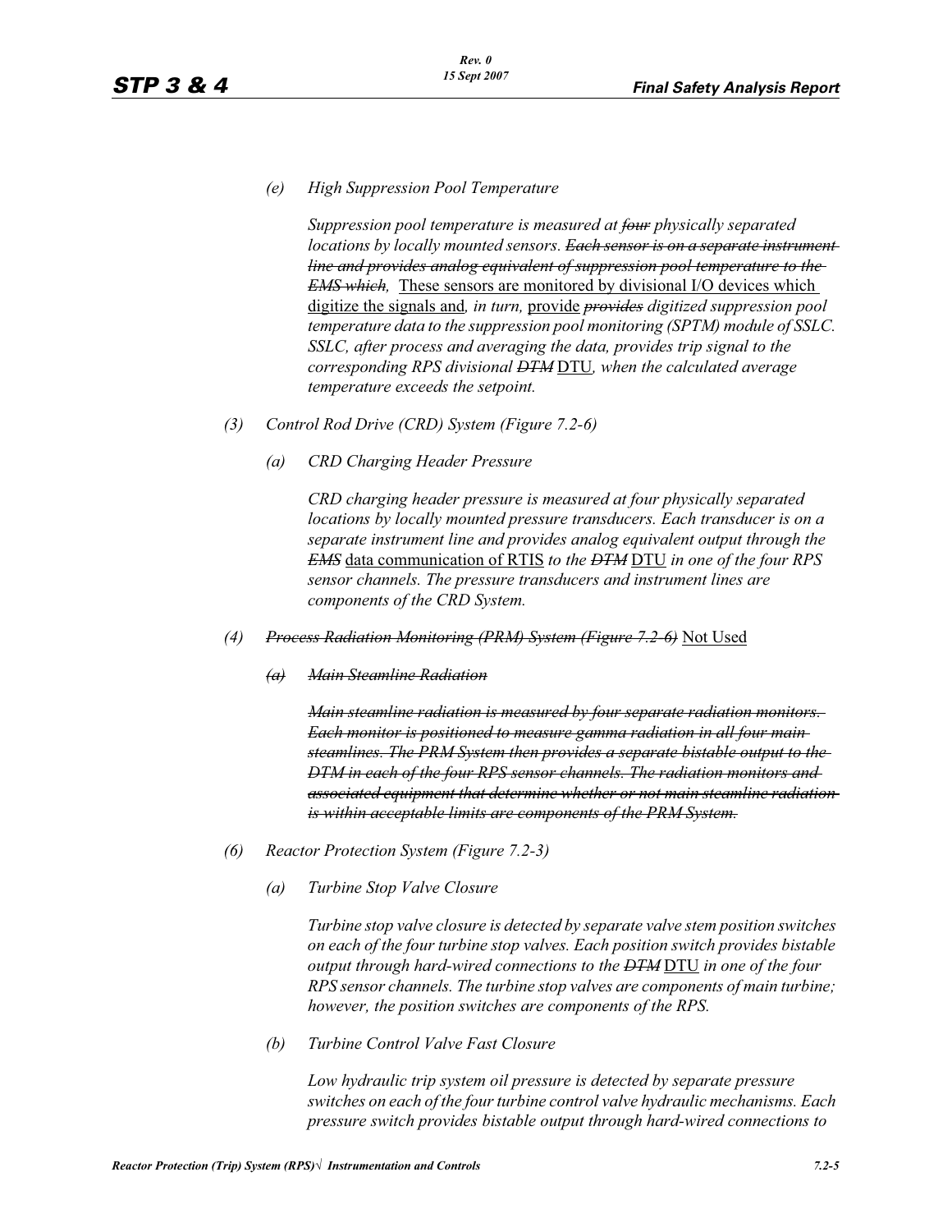*(e) High Suppression Pool Temperature*

*Suppression pool temperature is measured at ~~four~~ physically separated locations by locally mounted sensors. ~~Each sensor is on a separate instrument line and provides analog equivalent of suppression pool temperature to the EMS which,~~* These sensors are monitored by divisional I/O devices which digitize the signals and*, in turn,* provide *~~provides~~ digitized suppression pool temperature data to the suppression pool monitoring (SPTM) module of SSLC. SSLC, after process and averaging the data, provides trip signal to the corresponding RPS divisional ~~DTM~~* DTU*, when the calculated average temperature exceeds the setpoint.*

*(3) Control Rod Drive (CRD) System (Figure 7.2-6)*

*(a) CRD Charging Header Pressure*

*CRD charging header pressure is measured at four physically separated locations by locally mounted pressure transducers. Each transducer is on a separate instrument line and provides analog equivalent output through the ~~EMS~~* data communication of RTIS *to the ~~DTM~~* DTU *in one of the four RPS sensor channels. The pressure transducers and instrument lines are components of the CRD System.*

*(4) ~~Process Radiation Monitoring (PRM) System (Figure 7.2-6)~~* Not Used

*~~(a) Main Steamline Radiation~~*

*~~Main steamline radiation is measured by four separate radiation monitors. Each monitor is positioned to measure gamma radiation in all four main steamlines. The PRM System then provides a separate bistable output to the DTM in each of the four RPS sensor channels. The radiation monitors and associated equipment that determine whether or not main steamline radiation is within acceptable limits are components of the PRM System.~~*

*(6) Reactor Protection System (Figure 7.2-3)*

*(a) Turbine Stop Valve Closure*

*Turbine stop valve closure is detected by separate valve stem position switches on each of the four turbine stop valves. Each position switch provides bistable output through hard-wired connections to the ~~DTM~~* DTU *in one of the four RPS sensor channels. The turbine stop valves are components of main turbine; however, the position switches are components of the RPS.*

*(b) Turbine Control Valve Fast Closure*

*Low hydraulic trip system oil pressure is detected by separate pressure switches on each of the four turbine control valve hydraulic mechanisms. Each pressure switch provides bistable output through hard-wired connections to*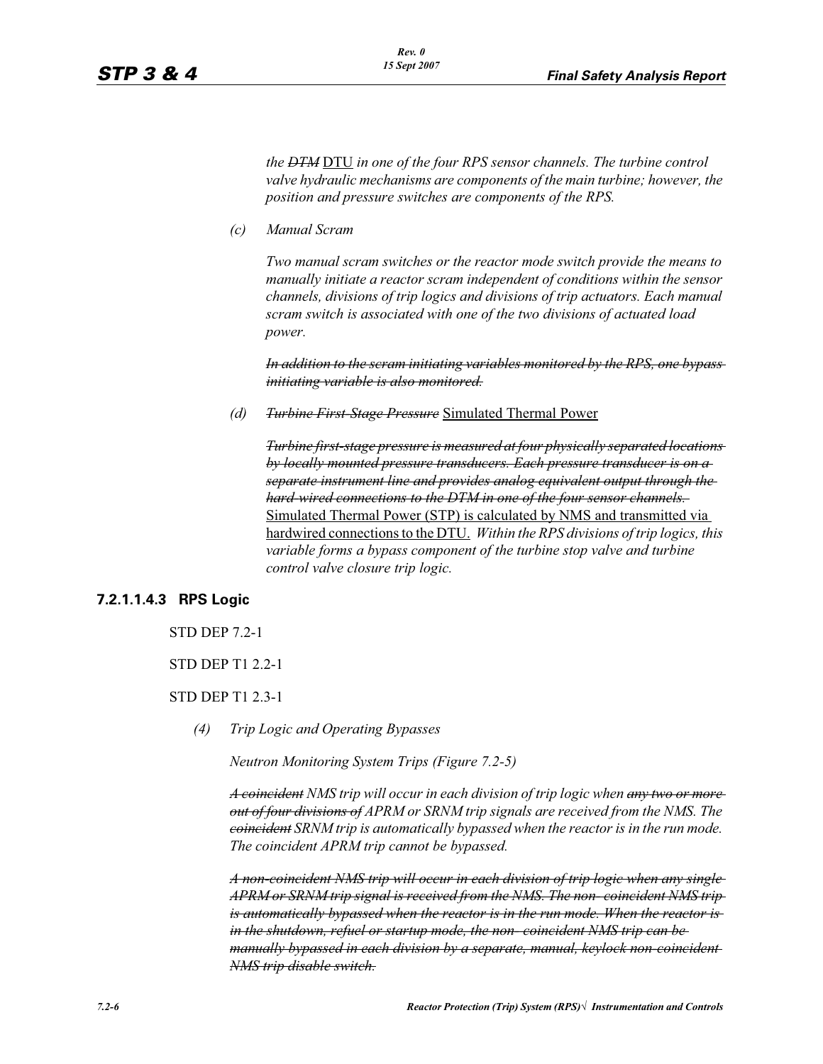*the ~~DTM~~ DTU in one of the four RPS sensor channels. The turbine control valve hydraulic mechanisms are components of the main turbine; however, the position and pressure switches are components of the RPS.*

*(c) Manual Scram*

*Two manual scram switches or the reactor mode switch provide the means to manually initiate a reactor scram independent of conditions within the sensor channels, divisions of trip logics and divisions of trip actuators. Each manual scram switch is associated with one of the two divisions of actuated load power.*

~~*In addition to the scram initiating variables monitored by the RPS, one bypass initiating variable is also monitored.*~~

*(d) ~~Turbine First-Stage Pressure~~* Simulated Thermal Power

~~*Turbine first-stage pressure is measured at four physically separated locations by locally mounted pressure transducers. Each pressure transducer is on a separate instrument line and provides analog equivalent output through the hard-wired connections to the DTM in one of the four sensor channels.*~~ Simulated Thermal Power (STP) is calculated by NMS and transmitted via hardwired connections to the DTU. *Within the RPS divisions of trip logics, this variable forms a bypass component of the turbine stop valve and turbine control valve closure trip logic.*

### 7.2.1.1.4.3 RPS Logic

STD DEP 7.2-1

STD DEP T1 2.2-1

STD DEP T1 2.3-1

*(4) Trip Logic and Operating Bypasses*

*Neutron Monitoring System Trips (Figure 7.2-5)*

*~~A coincident~~ NMS trip will occur in each division of trip logic when ~~any two or more out of four divisions of~~ APRM or SRNM trip signals are received from the NMS. The ~~coincident~~ SRNM trip is automatically bypassed when the reactor is in the run mode. The coincident APRM trip cannot be bypassed.*

~~*A non-coincident NMS trip will occur in each division of trip logic when any single APRM or SRNM trip signal is received from the NMS. The non- coincident NMS trip is automatically bypassed when the reactor is in the run mode. When the reactor is in the shutdown, refuel or startup mode, the non- coincident NMS trip can be manually bypassed in each division by a separate, manual, keylock non-coincident NMS trip disable switch.*~~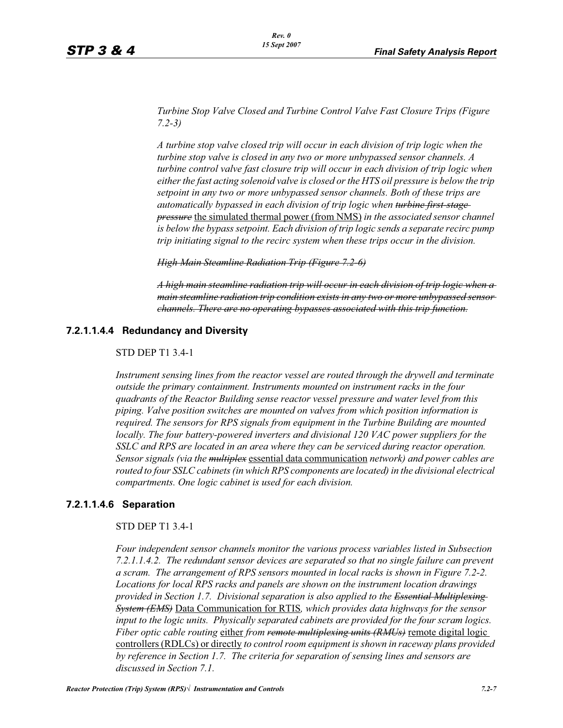*Turbine Stop Valve Closed and Turbine Control Valve Fast Closure Trips (Figure 7.2-3)*

*A turbine stop valve closed trip will occur in each division of trip logic when the turbine stop valve is closed in any two or more unbypassed sensor channels. A turbine control valve fast closure trip will occur in each division of trip logic when either the fast acting solenoid valve is closed or the HTS oil pressure is below the trip setpoint in any two or more unbypassed sensor channels. Both of these trips are automatically bypassed in each division of trip logic when ~~turbine first-stage pressure~~* <u>the simulated thermal power (from NMS)</u> *in the associated sensor channel is below the bypass setpoint. Each division of trip logic sends a separate recirc pump trip initiating signal to the recirc system when these trips occur in the division.*

~~*High Main Steamline Radiation Trip (Figure 7.2-6)*~~

~~*A high main steamline radiation trip will occur in each division of trip logic when a main steamline radiation trip condition exists in any two or more unbypassed sensor channels. There are no operating bypasses associated with this trip function.*~~

### 7.2.1.1.4.4 Redundancy and Diversity

STD DEP T1 3.4-1

*Instrument sensing lines from the reactor vessel are routed through the drywell and terminate outside the primary containment. Instruments mounted on instrument racks in the four quadrants of the Reactor Building sense reactor vessel pressure and water level from this piping. Valve position switches are mounted on valves from which position information is required. The sensors for RPS signals from equipment in the Turbine Building are mounted locally. The four battery-powered inverters and divisional 120 VAC power suppliers for the SSLC and RPS are located in an area where they can be serviced during reactor operation. Sensor signals (via the ~~multiplex~~* <u>essential data communication</u> *network) and power cables are routed to four SSLC cabinets (in which RPS components are located) in the divisional electrical compartments. One logic cabinet is used for each division.*

### 7.2.1.1.4.6 Separation

STD DEP T1 3.4-1

*Four independent sensor channels monitor the various process variables listed in Subsection 7.2.1.1.4.2. The redundant sensor devices are separated so that no single failure can prevent a scram. The arrangement of RPS sensors mounted in local racks is shown in Figure 7.2-2. Locations for local RPS racks and panels are shown on the instrument location drawings provided in Section 1.7. Divisional separation is also applied to the ~~Essential Multiplexing System (EMS)~~* <u>Data Communication for RTIS</u>*, which provides data highways for the sensor input to the logic units. Physically separated cabinets are provided for the four scram logics. Fiber optic cable routing* <u>either</u> *from ~~remote multiplexing units (RMUs)~~* <u>remote digital logic controllers (RDLCs) or directly</u> *to control room equipment is shown in raceway plans provided by reference in Section 1.7. The criteria for separation of sensing lines and sensors are discussed in Section 7.1.*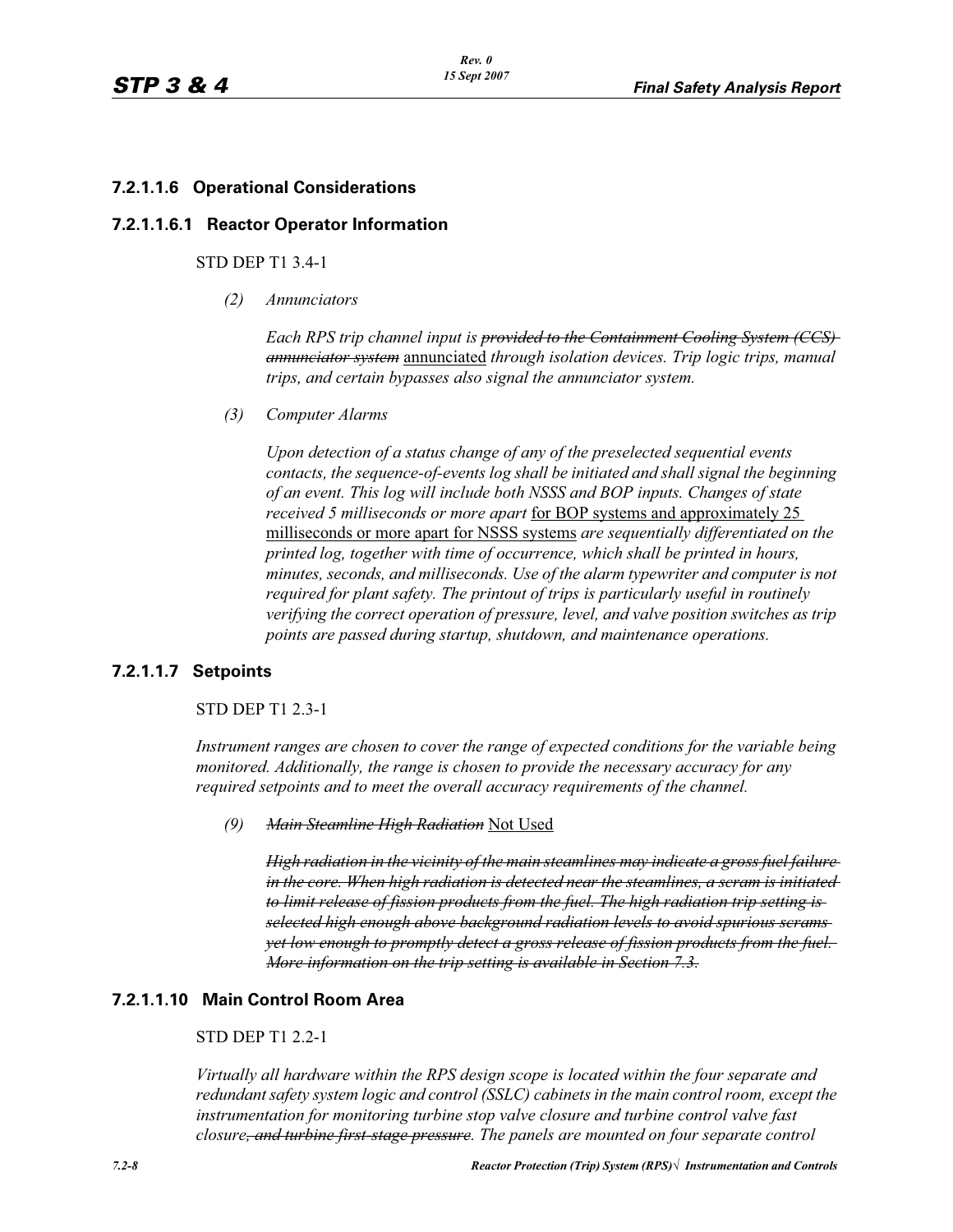### 7.2.1.1.6 Operational Considerations

#### 7.2.1.1.6.1 Reactor Operator Information

STD DEP T1 3.4-1

*(2) Annunciators*

*Each RPS trip channel input is ~~provided to the Containment Cooling System (CCS) annunciator system~~* <u>annunciated</u> *through isolation devices. Trip logic trips, manual trips, and certain bypasses also signal the annunciator system.*

*(3) Computer Alarms*

*Upon detection of a status change of any of the preselected sequential events contacts, the sequence-of-events log shall be initiated and shall signal the beginning of an event. This log will include both NSSS and BOP inputs. Changes of state received 5 milliseconds or more apart* <u>for BOP systems and approximately 25 milliseconds or more apart for NSSS systems</u> *are sequentially differentiated on the printed log, together with time of occurrence, which shall be printed in hours, minutes, seconds, and milliseconds. Use of the alarm typewriter and computer is not required for plant safety. The printout of trips is particularly useful in routinely verifying the correct operation of pressure, level, and valve position switches as trip points are passed during startup, shutdown, and maintenance operations.*

### 7.2.1.1.7 Setpoints

STD DEP T1 2.3-1

*Instrument ranges are chosen to cover the range of expected conditions for the variable being monitored. Additionally, the range is chosen to provide the necessary accuracy for any required setpoints and to meet the overall accuracy requirements of the channel.*

*(9) ~~Main Steamline High Radiation~~* <u>Not Used</u>

*~~High radiation in the vicinity of the main steamlines may indicate a gross fuel failure in the core. When high radiation is detected near the steamlines, a scram is initiated to limit release of fission products from the fuel. The high radiation trip setting is selected high enough above background radiation levels to avoid spurious scrams yet low enough to promptly detect a gross release of fission products from the fuel. More information on the trip setting is available in Section 7.3.~~*

### 7.2.1.1.10 Main Control Room Area

STD DEP T1 2.2-1

*Virtually all hardware within the RPS design scope is located within the four separate and redundant safety system logic and control (SSLC) cabinets in the main control room, except the instrumentation for monitoring turbine stop valve closure and turbine control valve fast closure~~, and turbine first-stage pressure~~. The panels are mounted on four separate control*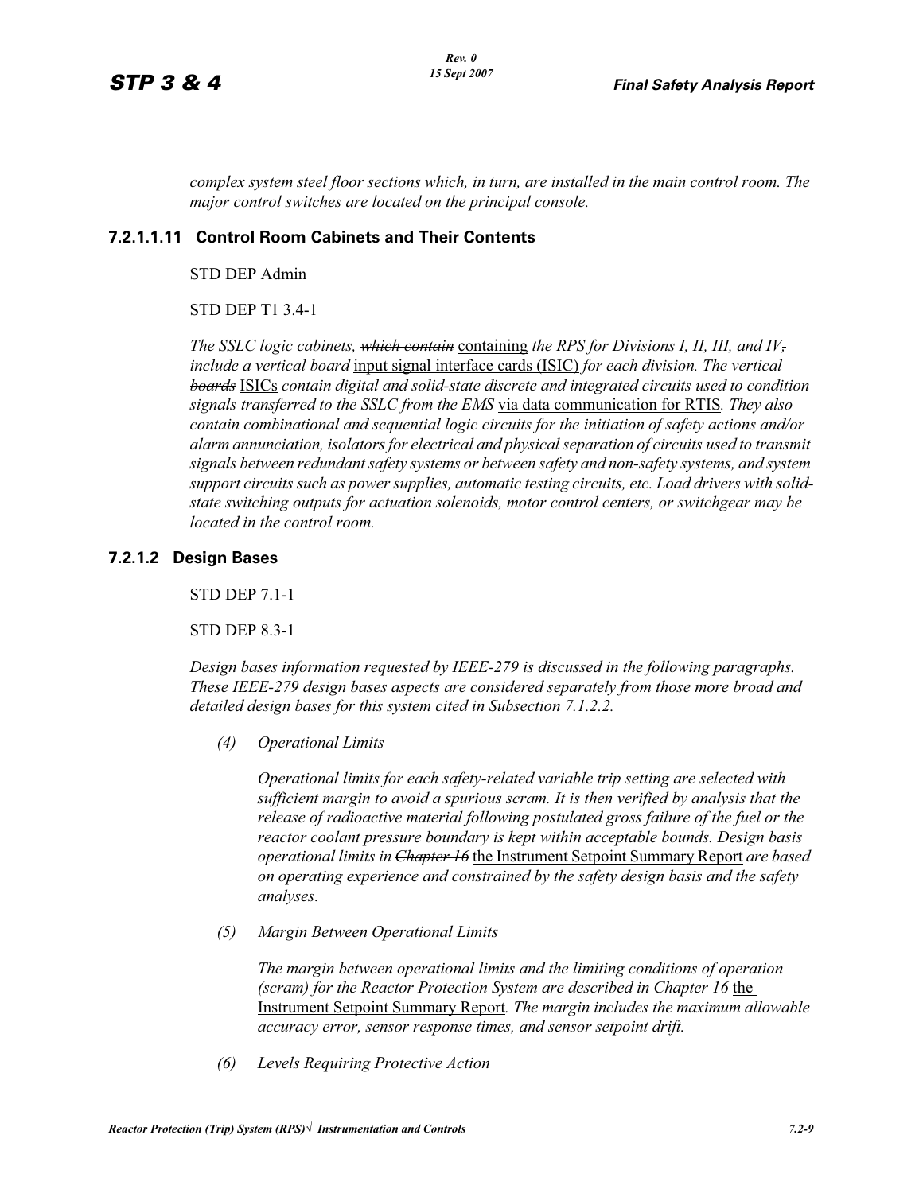*complex system steel floor sections which, in turn, are installed in the main control room. The major control switches are located on the principal console.*

### 7.2.1.1.11 Control Room Cabinets and Their Contents

STD DEP Admin

STD DEP T1 3.4-1

*The SSLC logic cabinets, ~~which contain~~* containing *the RPS for Divisions I, II, III, and IV~~,~~ include ~~a vertical board~~* input signal interface cards (ISIC) *for each division. The ~~vertical boards~~* ISICs *contain digital and solid-state discrete and integrated circuits used to condition signals transferred to the SSLC ~~from the EMS~~* via data communication for RTIS*. They also contain combinational and sequential logic circuits for the initiation of safety actions and/or alarm annunciation, isolators for electrical and physical separation of circuits used to transmit signals between redundant safety systems or between safety and non-safety systems, and system support circuits such as power supplies, automatic testing circuits, etc. Load drivers with solid-state switching outputs for actuation solenoids, motor control centers, or switchgear may be located in the control room.*

### 7.2.1.2 Design Bases

STD DEP 7.1-1

STD DEP 8.3-1

*Design bases information requested by IEEE-279 is discussed in the following paragraphs. These IEEE-279 design bases aspects are considered separately from those more broad and detailed design bases for this system cited in Subsection 7.1.2.2.*

*(4) Operational Limits*

*Operational limits for each safety-related variable trip setting are selected with sufficient margin to avoid a spurious scram. It is then verified by analysis that the release of radioactive material following postulated gross failure of the fuel or the reactor coolant pressure boundary is kept within acceptable bounds. Design basis operational limits in ~~Chapter 16~~* the Instrument Setpoint Summary Report *are based on operating experience and constrained by the safety design basis and the safety analyses.*

*(5) Margin Between Operational Limits*

*The margin between operational limits and the limiting conditions of operation (scram) for the Reactor Protection System are described in ~~Chapter 16~~* the Instrument Setpoint Summary Report*. The margin includes the maximum allowable accuracy error, sensor response times, and sensor setpoint drift.*

*(6) Levels Requiring Protective Action*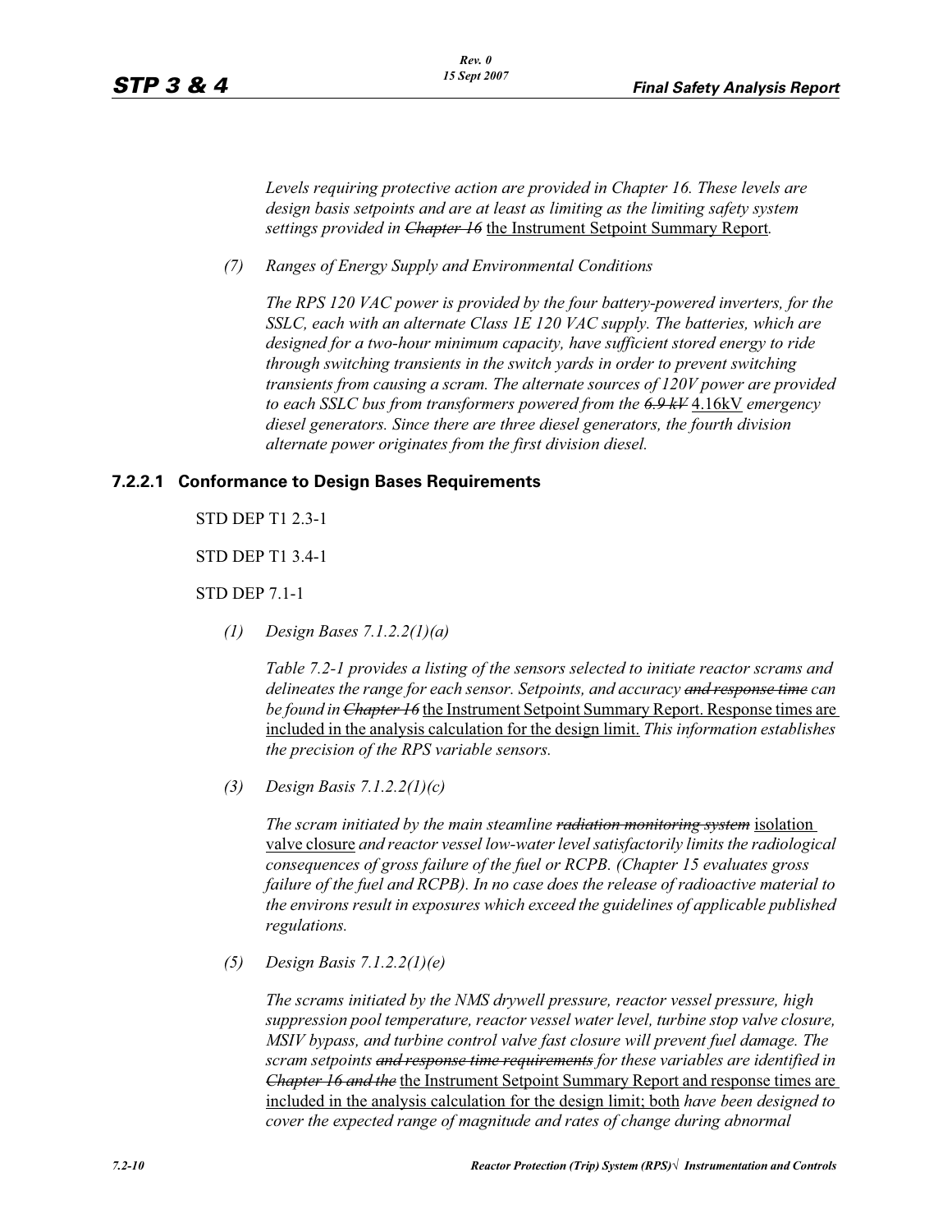*Levels requiring protective action are provided in Chapter 16. These levels are design basis setpoints and are at least as limiting as the limiting safety system settings provided in ~~Chapter 16~~* the Instrument Setpoint Summary Report*.*

*(7) Ranges of Energy Supply and Environmental Conditions*

*The RPS 120 VAC power is provided by the four battery-powered inverters, for the SSLC, each with an alternate Class 1E 120 VAC supply. The batteries, which are designed for a two-hour minimum capacity, have sufficient stored energy to ride through switching transients in the switch yards in order to prevent switching transients from causing a scram. The alternate sources of 120V power are provided to each SSLC bus from transformers powered from the ~~6.9 kV~~* 4.16kV *emergency diesel generators. Since there are three diesel generators, the fourth division alternate power originates from the first division diesel.*

### 7.2.2.1 Conformance to Design Bases Requirements

STD DEP T1 2.3-1

STD DEP T1 3.4-1

STD DEP 7.1-1

*(1) Design Bases 7.1.2.2(1)(a)*

*Table 7.2-1 provides a listing of the sensors selected to initiate reactor scrams and delineates the range for each sensor. Setpoints, and accuracy ~~and response time~~ can be found in ~~Chapter 16~~* the Instrument Setpoint Summary Report. Response times are included in the analysis calculation for the design limit. *This information establishes the precision of the RPS variable sensors.*

*(3) Design Basis 7.1.2.2(1)(c)*

*The scram initiated by the main steamline ~~radiation monitoring system~~* isolation valve closure *and reactor vessel low-water level satisfactorily limits the radiological consequences of gross failure of the fuel or RCPB. (Chapter 15 evaluates gross failure of the fuel and RCPB). In no case does the release of radioactive material to the environs result in exposures which exceed the guidelines of applicable published regulations.*

*(5) Design Basis 7.1.2.2(1)(e)*

*The scrams initiated by the NMS drywell pressure, reactor vessel pressure, high suppression pool temperature, reactor vessel water level, turbine stop valve closure, MSIV bypass, and turbine control valve fast closure will prevent fuel damage. The scram setpoints ~~and response time requirements~~ for these variables are identified in ~~Chapter 16 and the~~* the Instrument Setpoint Summary Report and response times are included in the analysis calculation for the design limit; both *have been designed to cover the expected range of magnitude and rates of change during abnormal*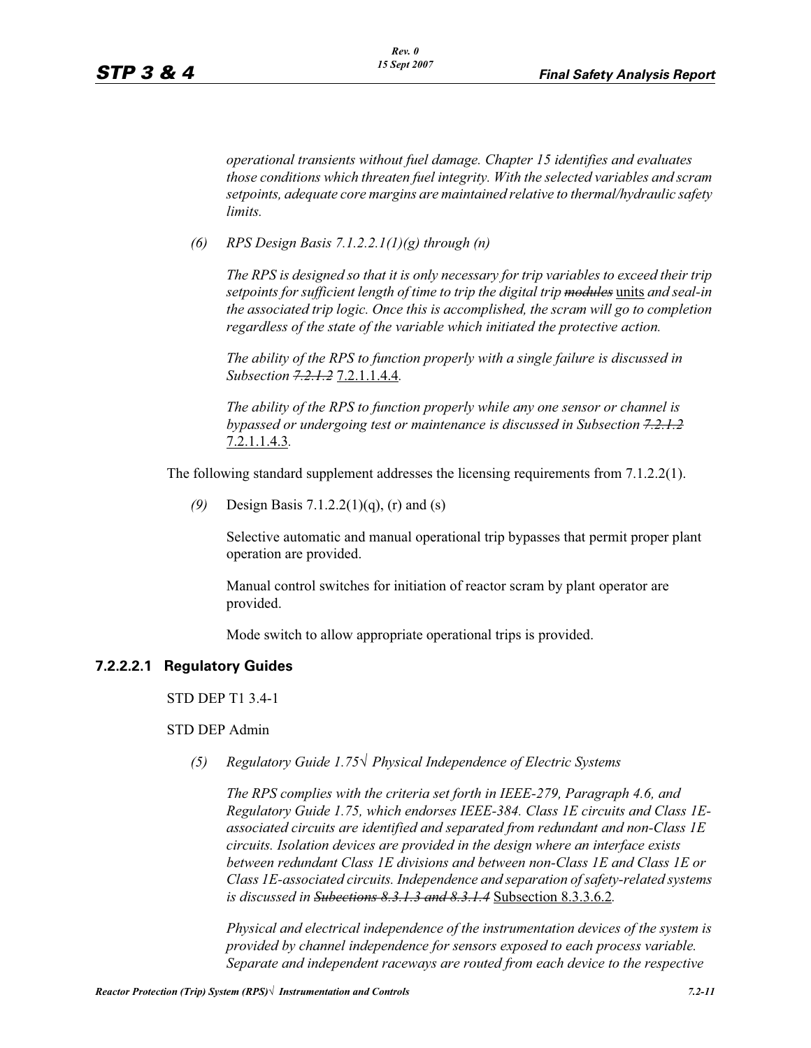*operational transients without fuel damage. Chapter 15 identifies and evaluates those conditions which threaten fuel integrity. With the selected variables and scram setpoints, adequate core margins are maintained relative to thermal/hydraulic safety limits.*

*(6) RPS Design Basis 7.1.2.2.1(1)(g) through (n)*

*The RPS is designed so that it is only necessary for trip variables to exceed their trip setpoints for sufficient length of time to trip the digital trip ~~modules~~* units *and seal-in the associated trip logic. Once this is accomplished, the scram will go to completion regardless of the state of the variable which initiated the protective action.*

*The ability of the RPS to function properly with a single failure is discussed in Subsection ~~7.2.1.2~~* 7.2.1.1.4.4*.*

*The ability of the RPS to function properly while any one sensor or channel is bypassed or undergoing test or maintenance is discussed in Subsection ~~7.2.1.2~~* 7.2.1.1.4.3*.*

The following standard supplement addresses the licensing requirements from 7.1.2.2(1).

*(9)* Design Basis 7.1.2.2(1)(q), (r) and (s)

Selective automatic and manual operational trip bypasses that permit proper plant operation are provided.

Manual control switches for initiation of reactor scram by plant operator are provided.

Mode switch to allow appropriate operational trips is provided.

### 7.2.2.2.1 Regulatory Guides

STD DEP T1 3.4-1

STD DEP Admin

*(5) Regulatory Guide 1.75√ Physical Independence of Electric Systems*

*The RPS complies with the criteria set forth in IEEE-279, Paragraph 4.6, and Regulatory Guide 1.75, which endorses IEEE-384. Class 1E circuits and Class 1E-associated circuits are identified and separated from redundant and non-Class 1E circuits. Isolation devices are provided in the design where an interface exists between redundant Class 1E divisions and between non-Class 1E and Class 1E or Class 1E-associated circuits. Independence and separation of safety-related systems is discussed in ~~Subsections 8.3.1.3 and 8.3.1.4~~* Subsection 8.3.3.6.2*.*

*Physical and electrical independence of the instrumentation devices of the system is provided by channel independence for sensors exposed to each process variable. Separate and independent raceways are routed from each device to the respective*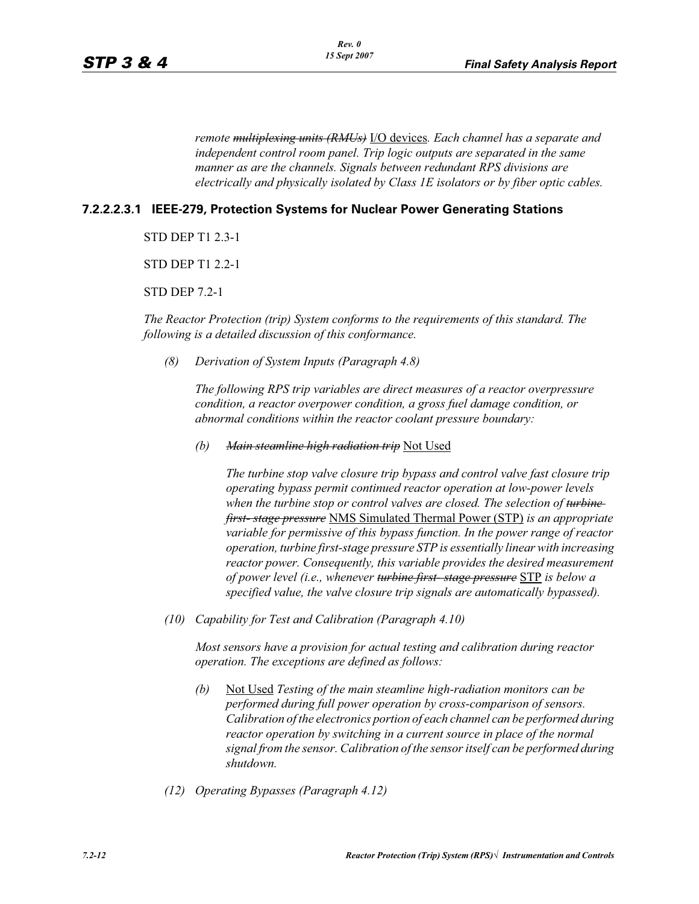*remote ~~multiplexing units (RMUs)~~* I/O devices*. Each channel has a separate and independent control room panel. Trip logic outputs are separated in the same manner as are the channels. Signals between redundant RPS divisions are electrically and physically isolated by Class 1E isolators or by fiber optic cables.*

### 7.2.2.2.3.1 IEEE-279, Protection Systems for Nuclear Power Generating Stations

STD DEP T1 2.3-1

STD DEP T1 2.2-1

STD DEP 7.2-1

*The Reactor Protection (trip) System conforms to the requirements of this standard. The following is a detailed discussion of this conformance.*

*(8) Derivation of System Inputs (Paragraph 4.8)*

*The following RPS trip variables are direct measures of a reactor overpressure condition, a reactor overpower condition, a gross fuel damage condition, or abnormal conditions within the reactor coolant pressure boundary:*

*(b) ~~Main steamline high radiation trip~~* Not Used

*The turbine stop valve closure trip bypass and control valve fast closure trip operating bypass permit continued reactor operation at low-power levels when the turbine stop or control valves are closed. The selection of ~~turbine first- stage pressure~~* NMS Simulated Thermal Power (STP) *is an appropriate variable for permissive of this bypass function. In the power range of reactor operation, turbine first-stage pressure STP is essentially linear with increasing reactor power. Consequently, this variable provides the desired measurement of power level (i.e., whenever ~~turbine first- stage pressure~~* STP *is below a specified value, the valve closure trip signals are automatically bypassed).*

*(10) Capability for Test and Calibration (Paragraph 4.10)*

*Most sensors have a provision for actual testing and calibration during reactor operation. The exceptions are defined as follows:*

*(b)* Not Used *Testing of the main steamline high-radiation monitors can be performed during full power operation by cross-comparison of sensors. Calibration of the electronics portion of each channel can be performed during reactor operation by switching in a current source in place of the normal signal from the sensor. Calibration of the sensor itself can be performed during shutdown.*

*(12) Operating Bypasses (Paragraph 4.12)*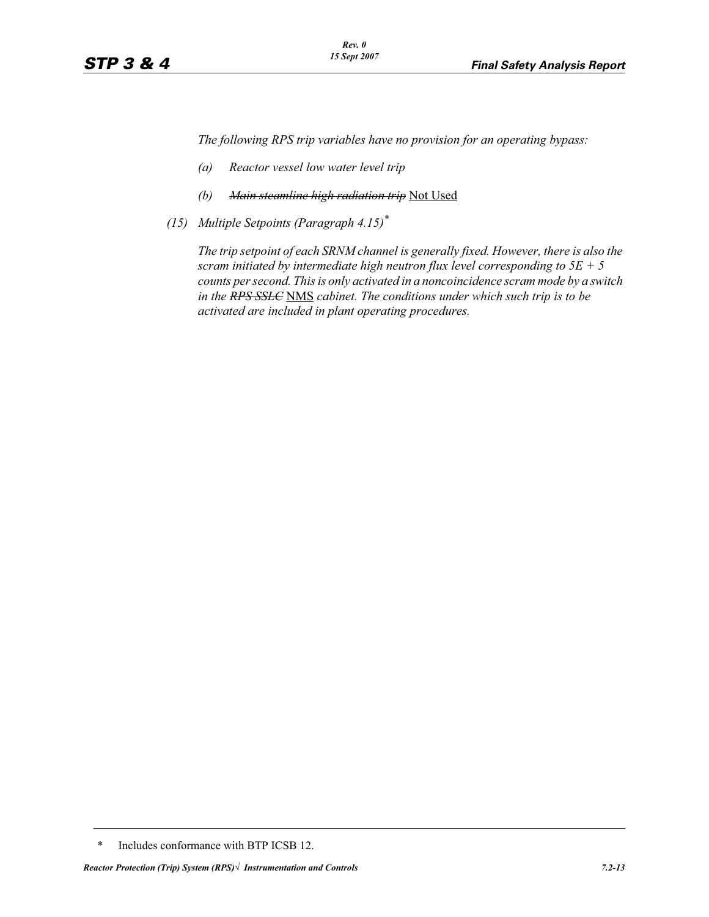*The following RPS trip variables have no provision for an operating bypass:*

*(a) Reactor vessel low water level trip*

*(b)* ~~*Main steamline high radiation trip*~~ Not Used

*(15) Multiple Setpoints (Paragraph 4.15)**

*The trip setpoint of each SRNM channel is generally fixed. However, there is also the scram initiated by intermediate high neutron flux level corresponding to 5E + 5 counts per second. This is only activated in a noncoincidence scram mode by a switch in the* ~~*RPS SSLC*~~ NMS *cabinet. The conditions under which such trip is to be activated are included in plant operating procedures.*

---

\* Includes conformance with BTP ICSB 12.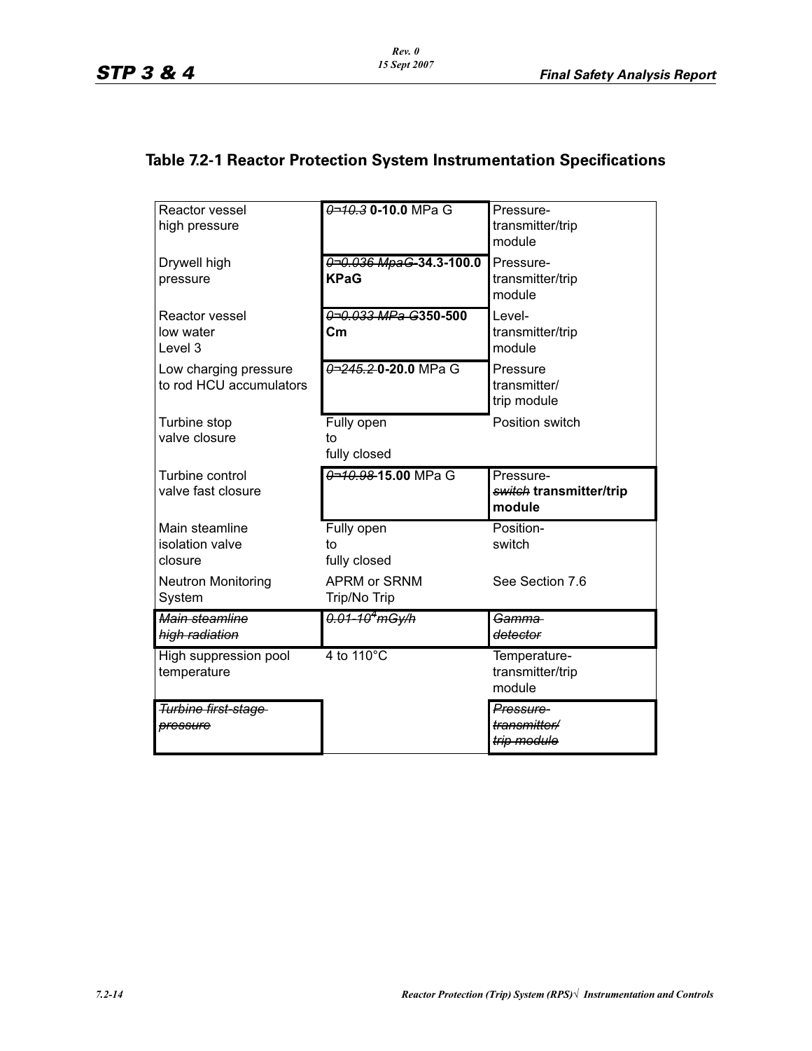## Table 7.2-1 Reactor Protection System Instrumentation Specifications

| | | |
|---|---|---|
| Reactor vessel high pressure | ~~0¬10.3~~ **0-10.0** MPa G | Pressure-transmitter/trip module |
| Drywell high pressure | ~~0¬0.036 MpaG~~ **34.3-100.0 KPaG** | Pressure-transmitter/trip module |
| Reactor vessel low water Level 3 | ~~0¬0.033 MPa G~~**350-500 Cm** | Level-transmitter/trip module |
| Low charging pressure to rod HCU accumulators | ~~0¬245.2~~ **0-20.0** MPa G | Pressure transmitter/ trip module |
| Turbine stop valve closure | Fully open to fully closed | Position switch |
| Turbine control valve fast closure | ~~0¬10.98~~ **15.00** MPa G | Pressure-~~switch~~ **transmitter/trip module** |
| Main steamline isolation valve closure | Fully open to fully closed | Position-switch |
| Neutron Monitoring System | APRM or SRNM Trip/No Trip | See Section 7.6 |
| ~~*Main steamline high radiation*~~ | ~~*0.01-$10^4$mGy/h*~~ | ~~*Gamma detector*~~ |
| High suppression pool temperature | 4 to 110°C | Temperature-transmitter/trip module |
| ~~*Turbine first-stage pressure*~~ | | ~~*Pressure-transmitter/ trip module*~~ |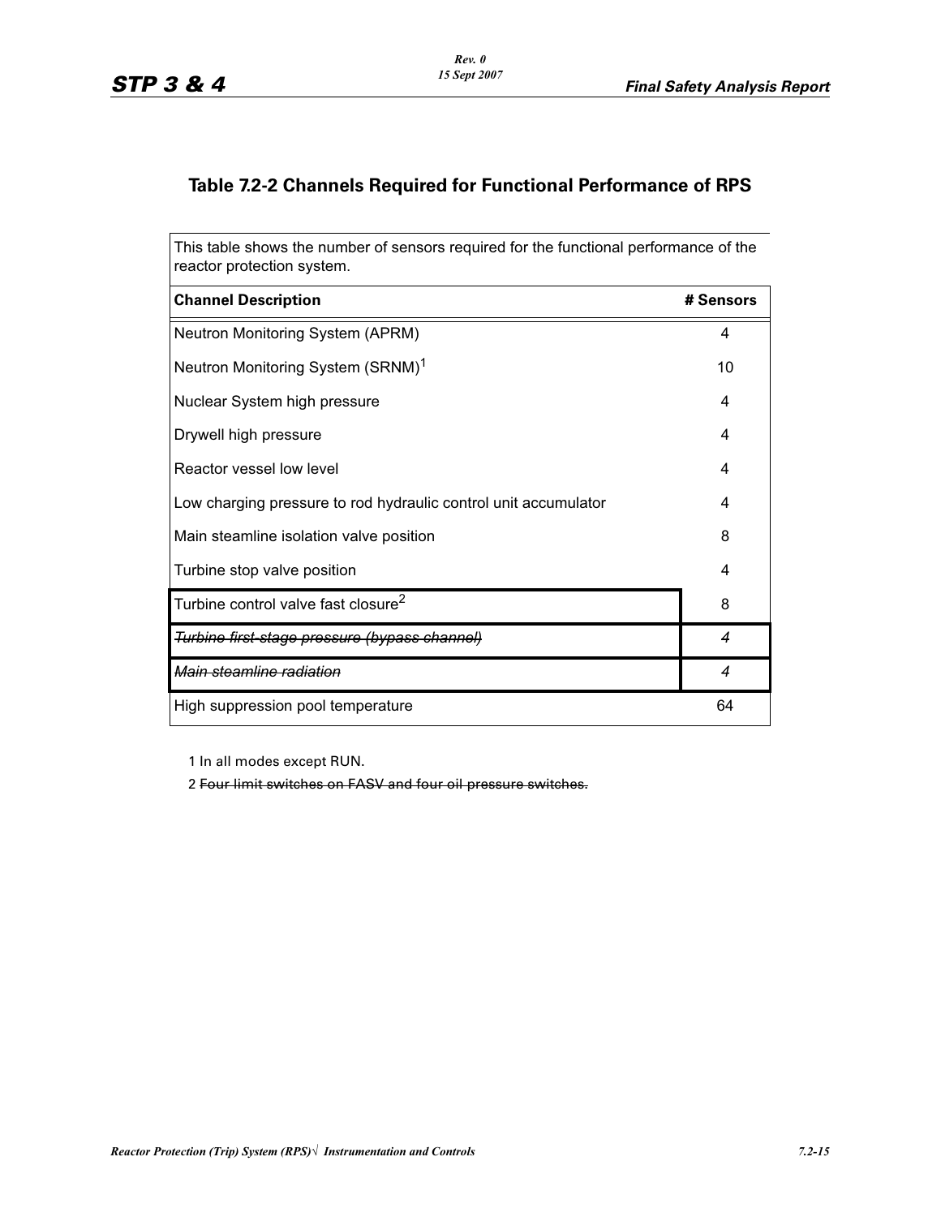## Table 7.2-2 Channels Required for Functional Performance of RPS

This table shows the number of sensors required for the functional performance of the reactor protection system.

| Channel Description | # Sensors |
|---|---|
| Neutron Monitoring System (APRM) | 4 |
| Neutron Monitoring System (SRNM)[1] | 10 |
| Nuclear System high pressure | 4 |
| Drywell high pressure | 4 |
| Reactor vessel low level | 4 |
| Low charging pressure to rod hydraulic control unit accumulator | 4 |
| Main steamline isolation valve position | 8 |
| Turbine stop valve position | 4 |
| Turbine control valve fast closure[2] | 8 |
| ~~*Turbine first-stage pressure (bypass channel)*~~ | *4* |
| ~~*Main steamline radiation*~~ | *4* |
| High suppression pool temperature | 64 |

1 In all modes except RUN.

2 ~~Four limit switches on FASV and four oil pressure switches.~~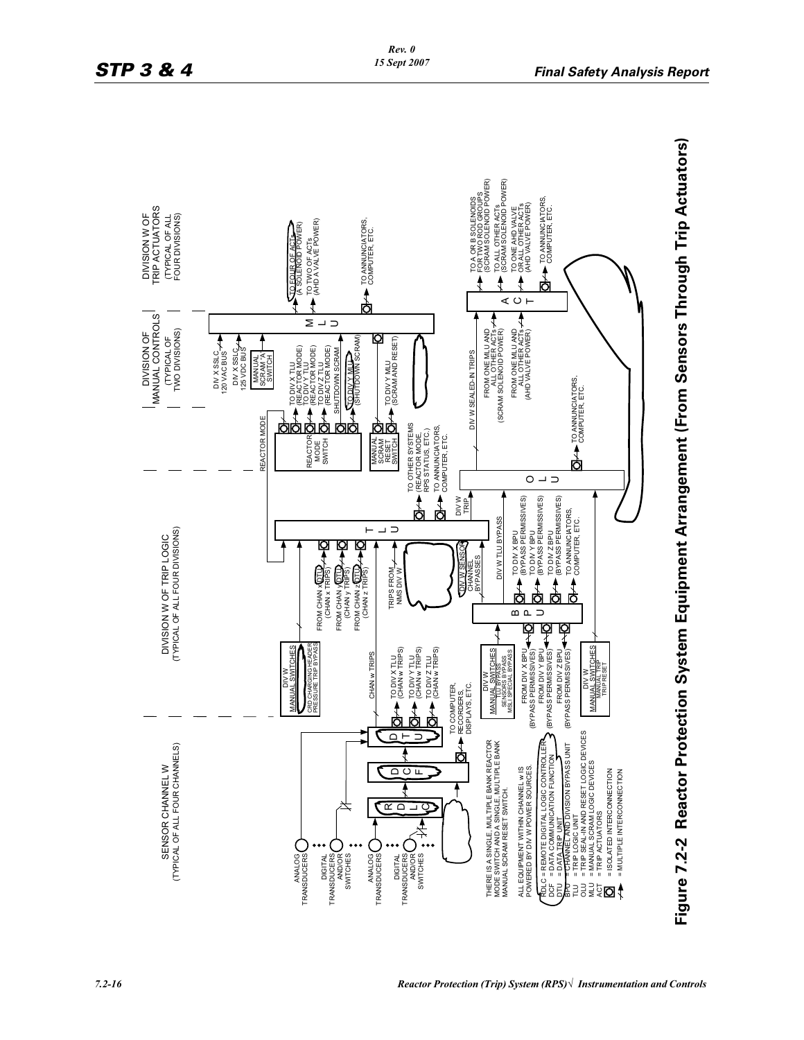SENSOR CHANNEL W
(TYPICAL OF ALL FOUR CHANNELS)

DIVISION W OF TRIP LOGIC
(TYPICAL OF ALL FOUR DIVISIONS)

DIVISION OF MANUAL CONTROLS
(TYPICAL OF TWO DIVISIONS)

DIVISION W OF TRIP ACTUATORS
(TYPICAL OF ALL FOUR DIVISIONS)

THERE IS A SINGLE, MULTIPLE BANK REACTOR MODE SWITCH AND A SINGLE, MULTIPLE BANK MANUAL SCRAM RESET SWITCH.

ALL EQUIPMENT WITHIN CHANNEL w IS POWERED BY DIV W POWER SOURCES.

RDLC = REMOTE DIGITAL LOGIC CONTROLLER
DCF = DATA COMMUNICATION FUNCTION
DTU = DATA TRIP UNIT
BPU = CHANNEL AND DIVISION BYPASS UNIT
TLU = TRIP LOGIC UNIT
OLU = TRIP SEAL-IN AND RESET LOGIC DEVICES
MLU = MANUAL SCRAM LOGIC DEVICES
ACT = TRIP ACTUATORS
= ISOLATED INTERCONNECTION
= MULTIPLE INTERCONNECTION

**Figure 7.2-2 Reactor Protection System Equipment Arrangement (From Sensors Through Trip Actuators)**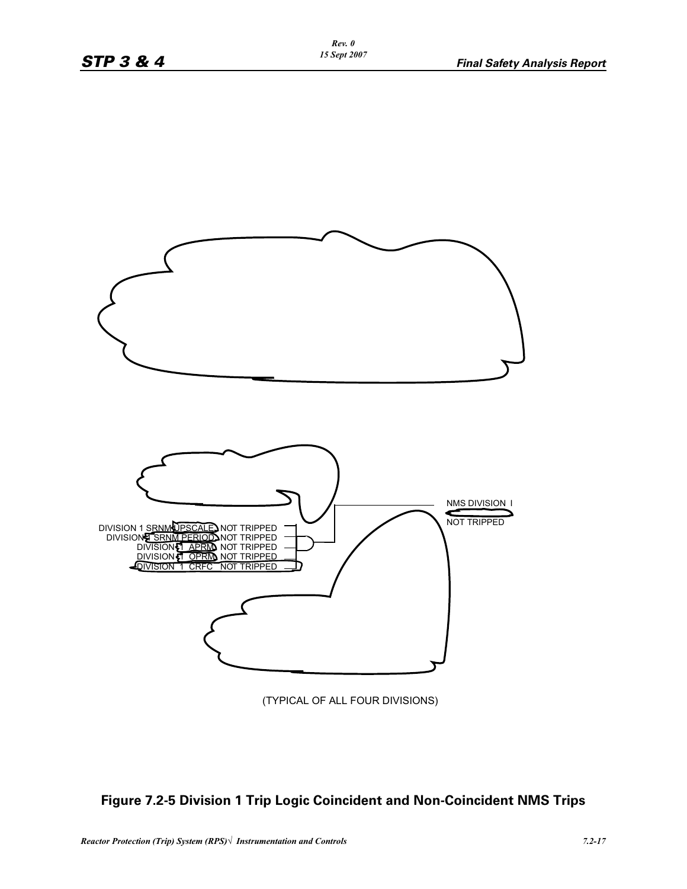DIVISION 1 SRNM UPSCALE NOT TRIPPED
DIVISION 1 SRNM PERIOD NOT TRIPPED
DIVISION 1 APRM NOT TRIPPED
DIVISION 1 OPRM NOT TRIPPED
DIVISION 1 CRFC NOT TRIPPED

NMS DIVISION I
NOT TRIPPED

(TYPICAL OF ALL FOUR DIVISIONS)

**Figure 7.2-5 Division 1 Trip Logic Coincident and Non-Coincident NMS Trips**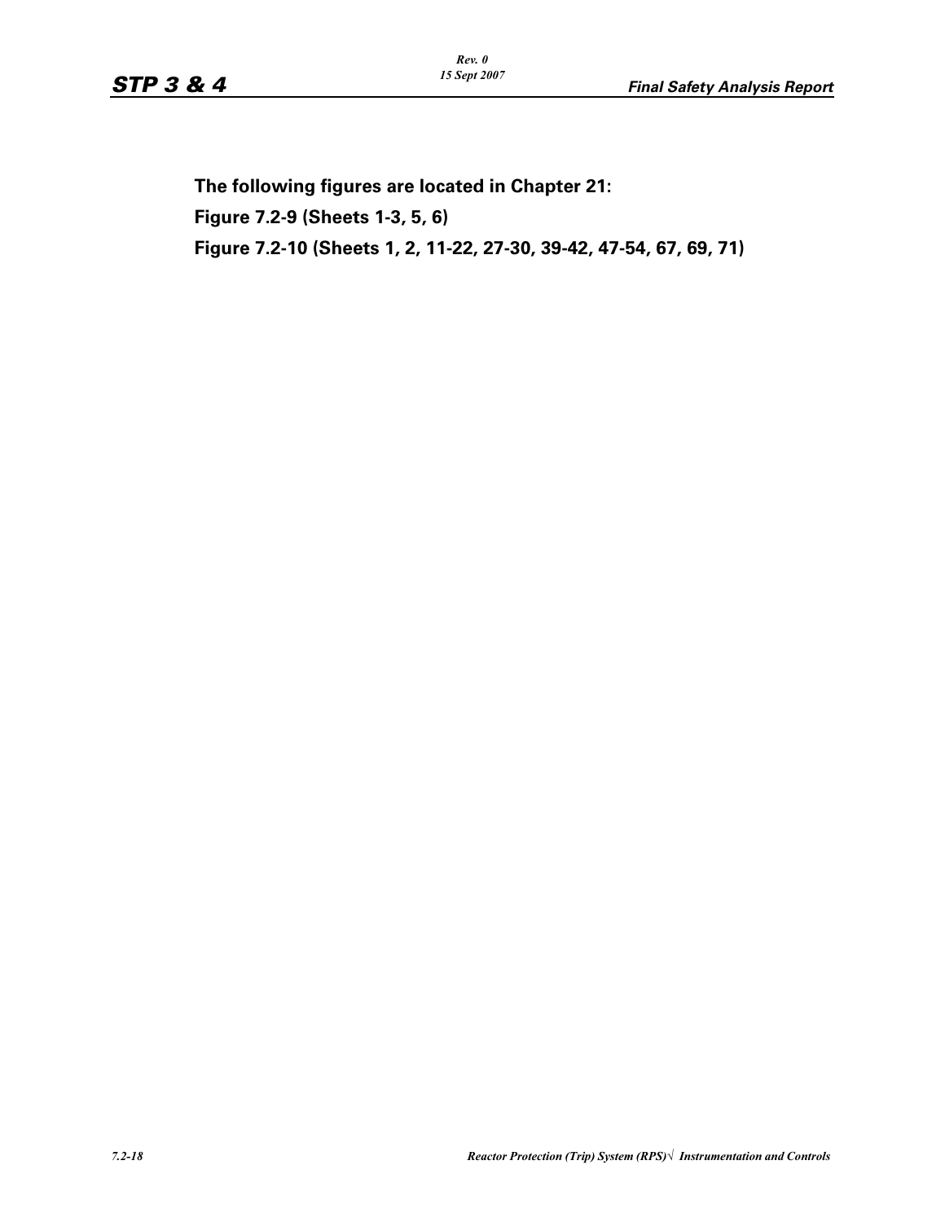**The following figures are located in Chapter 21:**

**Figure 7.2-9 (Sheets 1-3, 5, 6)**

**Figure 7.2-10 (Sheets 1, 2, 11-22, 27-30, 39-42, 47-54, 67, 69, 71)**